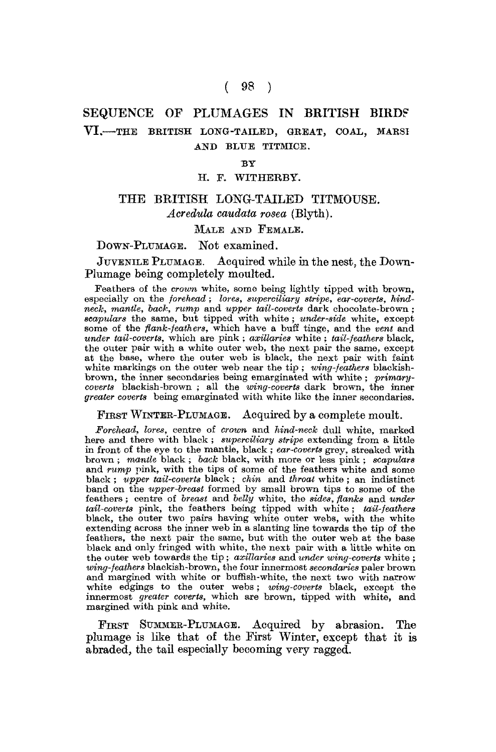# SEQUENCE OF PLUMAGES IN BRITISH BIRDS

## VI.—THE BRITISH LONG-TAILED, GREAT, COAL, MARSH AND BLUE TITMICE.

BY

H. F. WITHERBY.

## THE BRITISH LONG-TAILED TITMOUSE.

*Acredula caudata rosea* (Blyth).

MALE AND FEMALE.

DOWN-PLUMAGE. Not examined.

JUVENILE PLUMAGE. Acquired while in the nest, the Down-Plumage being completely moulted.

Feathers of the *crown* white, some being lightly tipped with brown, especially on the *forehead*; *lores*, *superciliary stripe*, *ear-coverts*, *hind-neck*, *mantle*, *back*, *rump* and *upper tail-coverts* dark chocolate-brown; *scapulars* the same, but tipped with white; *under-side* white, except some of the *flank-feathers*, which have a buff tinge, and the *vent* and *under tail-coverts*, which are pink; *axillaries* white; *tail-feathers* black, the outer pair with a white outer web, the next pair the same, except at the base, where the outer web is black, the next pair with faint white markings on the outer web near the tip; *wing-feathers* blackish-brown, the inner secondaries being emarginated with white; *primary-coverts* blackish-brown; all the *wing-coverts* dark brown, the inner *greater coverts* being emarginated with white like the inner secondaries.

FIRST WINTER-PLUMAGE. Acquired by a complete moult.

*Forehead*, *lores*, centre of *crown* and *hind-neck* dull white, marked here and there with black; *superciliary stripe* extending from a little in front of the eye to the mantle, black; *ear-coverts* grey, streaked with brown; *mantle* black; *back* black, with more or less pink; *scapulars* and *rump* pink, with the tips of some of the feathers white and some black; *upper tail-coverts* black; *chin* and *throat* white; an indistinct band on the *upper-breast* formed by small brown tips to some of the feathers; centre of *breast* and *belly* white, the *sides*, *flanks* and *under tail-coverts* pink, the feathers being tipped with white; *tail-feathers* black, the outer two pairs having white outer webs, with the white extending across the inner web in a slanting line towards the tip of the feathers, the next pair the same, but with the outer web at the base black and only fringed with white, the next pair with a little white on the outer web towards the tip; *axillaries* and *under wing-coverts* white; *wing-feathers* blackish-brown, the four innermost *secondaries* paler brown and margined with white or buffish-white, the next two with narrow white edgings to the outer webs; *wing-coverts* black, except the innermost *greater coverts*, which are brown, tipped with white, and margined with pink and white.

FIRST SUMMER-PLUMAGE. Acquired by abrasion. The plumage is like that of the First Winter, except that it is abraded, the tail especially becoming very ragged.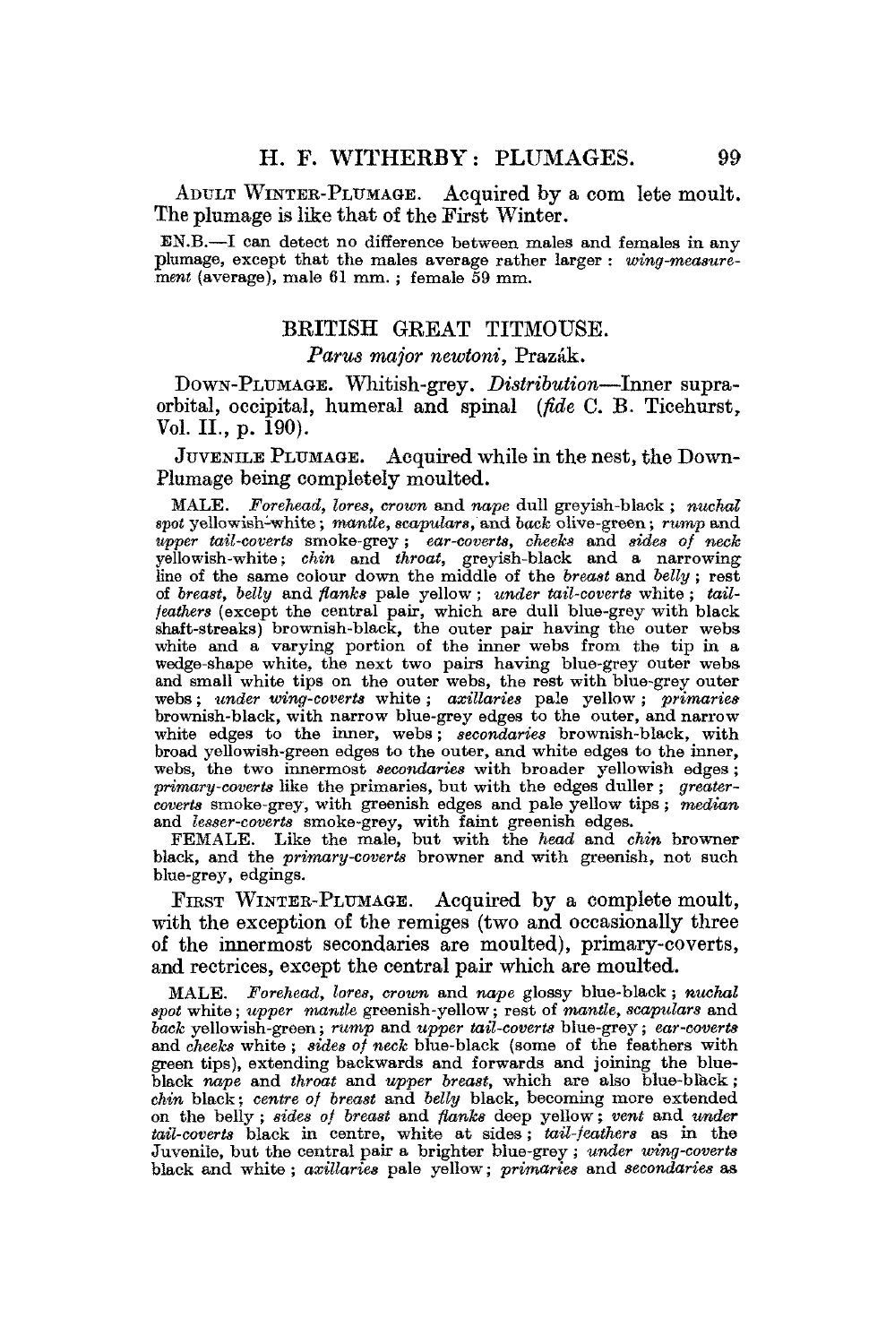ADULT WINTER-PLUMAGE. Acquired by a com lete moult. The plumage is like that of the First Winter.

EN.B.—I can detect no difference between males and females in any plumage, except that the males average rather larger : *wing-measurement* (average), male 61 mm. ; female 59 mm.

## BRITISH GREAT TITMOUSE.

### *Parus major newtoni*, Prazák.

DOWN-PLUMAGE. Whitish-grey. *Distribution*—Inner supra-orbital, occipital, humeral and spinal (*fide* C. B. Ticehurst, Vol. II., p. 190).

JUVENILE PLUMAGE. Acquired while in the nest, the Down-Plumage being completely moulted.

MALE. *Forehead, lores, crown* and *nape* dull greyish-black ; *nuchal spot* yellowish-white ; *mantle, scapulars*, and *back* olive-green ; *rump* and *upper tail-coverts* smoke-grey ; *ear-coverts, cheeks* and *sides of neck* yellowish-white ; *chin* and *throat*, greyish-black and a narrowing line of the same colour down the middle of the *breast* and *belly* ; rest of *breast, belly* and *flanks* pale yellow ; *under tail-coverts* white ; *tail-feathers* (except the central pair, which are dull blue-grey with black shaft-streaks) brownish-black, the outer pair having the outer webs white and a varying portion of the inner webs from the tip in a wedge-shape white, the next two pairs having blue-grey outer webs and small white tips on the outer webs, the rest with blue-grey outer webs ; *under wing-coverts* white ; *axillaries* pale yellow ; *primaries* brownish-black, with narrow blue-grey edges to the outer, and narrow white edges to the inner, webs ; *secondaries* brownish-black, with broad yellowish-green edges to the outer, and white edges to the inner, webs, the two innermost *secondaries* with broader yellowish edges ; *primary-coverts* like the primaries, but with the edges duller ; *greater-coverts* smoke-grey, with greenish edges and pale yellow tips ; *median* and *lesser-coverts* smoke-grey, with faint greenish edges.

FEMALE. Like the male, but with the *head* and *chin* browner black, and the *primary-coverts* browner and with greenish, not such blue-grey, edgings.

FIRST WINTER-PLUMAGE. Acquired by a complete moult, with the exception of the remiges (two and occasionally three of the innermost secondaries are moulted), primary-coverts, and rectrices, except the central pair which are moulted.

MALE. *Forehead, lores, crown* and *nape* glossy blue-black ; *nuchal spot* white ; *upper mantle* greenish-yellow ; rest of *mantle, scapulars* and *back* yellowish-green ; *rump* and *upper tail-coverts* blue-grey ; *ear-coverts* and *cheeks* white ; *sides of neck* blue-black (some of the feathers with green tips), extending backwards and forwards and joining the blue-black *nape* and *throat* and *upper breast*, which are also blue-black ; *chin* black ; *centre of breast* and *belly* black, becoming more extended on the belly ; *sides of breast* and *flanks* deep yellow ; *vent* and *under tail-coverts* black in centre, white at sides ; *tail-feathers* as in the Juvenile, but the central pair a brighter blue-grey ; *under wing-coverts* black and white ; *axillaries* pale yellow ; *primaries* and *secondaries* as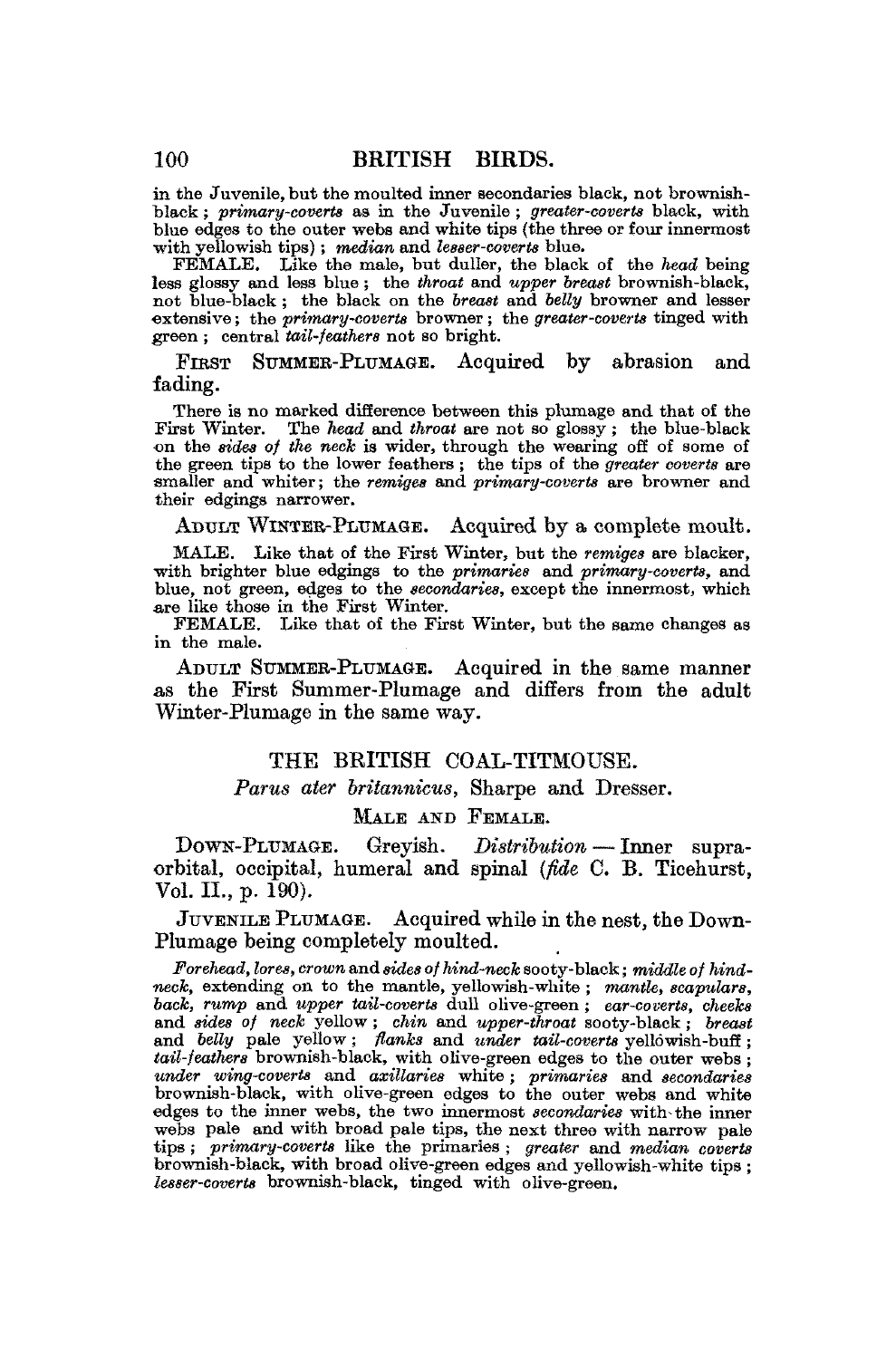in the Juvenile, but the moulted inner secondaries black, not brownish-black; *primary-coverts* as in the Juvenile; *greater-coverts* black, with blue edges to the outer webs and white tips (the three or four innermost with yellowish tips); *median* and *lesser-coverts* blue.

FEMALE. Like the male, but duller, the black of the *head* being less glossy and less blue; the *throat* and *upper breast* brownish-black, not blue-black; the black on the *breast* and *belly* browner and lesser extensive; the *primary-coverts* browner; the *greater-coverts* tinged with green; central *tail-feathers* not so bright.

FIRST SUMMER-PLUMAGE. Acquired by abrasion and fading.

There is no marked difference between this plumage and that of the First Winter. The *head* and *throat* are not so glossy; the blue-black on the *sides of the neck* is wider, through the wearing off of some of the green tips to the lower feathers; the tips of the *greater coverts* are smaller and whiter; the *remiges* and *primary-coverts* are browner and their edgings narrower.

ADULT WINTER-PLUMAGE. Acquired by a complete moult.

MALE. Like that of the First Winter, but the *remiges* are blacker, with brighter blue edgings to the *primaries* and *primary-coverts*, and blue, not green, edges to the *secondaries*, except the innermost, which are like those in the First Winter.

FEMALE. Like that of the First Winter, but the same changes as in the male.

ADULT SUMMER-PLUMAGE. Acquired in the same manner as the First Summer-Plumage and differs from the adult Winter-Plumage in the same way.

## THE BRITISH COAL-TITMOUSE.

*Parus ater britannicus*, Sharpe and Dresser.

MALE AND FEMALE.

DOWN-PLUMAGE. Greyish. *Distribution* — Inner supra-orbital, occipital, humeral and spinal (*fide* C. B. Ticehurst, Vol. II., p. 190).

JUVENILE PLUMAGE. Acquired while in the nest, the Down-Plumage being completely moulted.

*Forehead, lores, crown* and *sides of hind-neck* sooty-black; *middle of hind-neck*, extending on to the mantle, yellowish-white; *mantle, scapulars, back, rump* and *upper tail-coverts* dull olive-green; *ear-coverts, cheeks* and *sides of neck* yellow; *chin* and *upper-throat* sooty-black; *breast* and *belly* pale yellow; *flanks* and *under tail-coverts* yellowish-buff; *tail-feathers* brownish-black, with olive-green edges to the outer webs; *under wing-coverts* and *axillaries* white; *primaries* and *secondaries* brownish-black, with olive-green edges to the outer webs and white edges to the inner webs, the two innermost *secondaries* with the inner webs pale and with broad pale tips, the next three with narrow pale tips; *primary-coverts* like the primaries; *greater* and *median coverts* brownish-black, with broad olive-green edges and yellowish-white tips; *lesser-coverts* brownish-black, tinged with olive-green.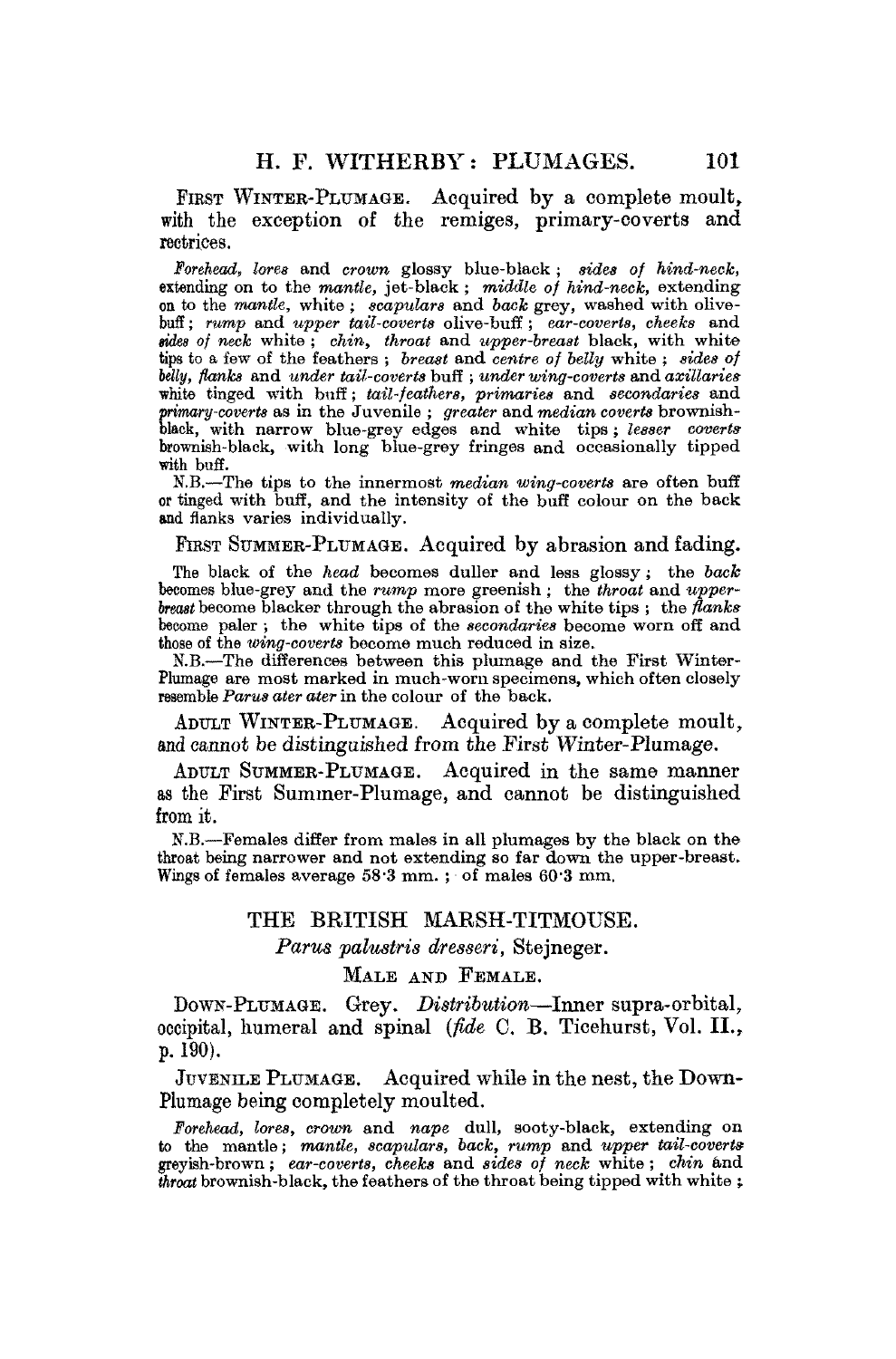First Winter-Plumage. Acquired by a complete moult, with the exception of the remiges, primary-coverts and rectrices.

*Forehead, lores* and *crown* glossy blue-black; *sides of hind-neck*, extending on to the *mantle*, jet-black; *middle of hind-neck*, extending on to the *mantle*, white; *scapulars* and *back* grey, washed with olive-buff; *rump* and *upper tail-coverts* olive-buff; *ear-coverts, cheeks* and *sides of neck* white; *chin, throat* and *upper-breast* black, with white tips to a few of the feathers; *breast* and *centre of belly* white; *sides of belly, flanks* and *under tail-coverts* buff; *under wing-coverts* and *axillaries* white tinged with buff; *tail-feathers, primaries* and *secondaries* and *primary-coverts* as in the Juvenile; *greater* and *median coverts* brownish-black, with narrow blue-grey edges and white tips; *lesser coverts* brownish-black, with long blue-grey fringes and occasionally tipped with buff.

N.B.—The tips to the innermost *median wing-coverts* are often buff or tinged with buff, and the intensity of the buff colour on the back and flanks varies individually.

First Summer-Plumage. Acquired by abrasion and fading.

The black of the *head* becomes duller and less glossy; the *back* becomes blue-grey and the *rump* more greenish; the *throat* and *upper-breast* become blacker through the abrasion of the white tips; the *flanks* become paler; the white tips of the *secondaries* become worn off and those of the *wing-coverts* become much reduced in size.

N.B.—The differences between this plumage and the First Winter-Plumage are most marked in much-worn specimens, which often closely resemble *Parus ater ater* in the colour of the back.

Adult Winter-Plumage. Acquired by a complete moult, and cannot be distinguished from the First Winter-Plumage.

Adult Summer-Plumage. Acquired in the same manner as the First Summer-Plumage, and cannot be distinguished from it.

N.B.—Females differ from males in all plumages by the black on the throat being narrower and not extending so far down the upper-breast. Wings of females average 58·3 mm.; of males 60·3 mm.

## THE BRITISH MARSH-TITMOUSE.

### *Parus palustris dresseri*, Stejneger.

#### Male and Female.

Down-Plumage. Grey. *Distribution*—Inner supra-orbital, occipital, humeral and spinal (*fide* C. B. Ticehurst, Vol. II., p. 190).

Juvenile Plumage. Acquired while in the nest, the Down-Plumage being completely moulted.

*Forehead, lores, crown* and *nape* dull, sooty-black, extending on to the mantle; *mantle, scapulars, back, rump* and *upper tail-coverts* greyish-brown; *ear-coverts, cheeks* and *sides of neck* white; *chin* and *throat* brownish-black, the feathers of the throat being tipped with white;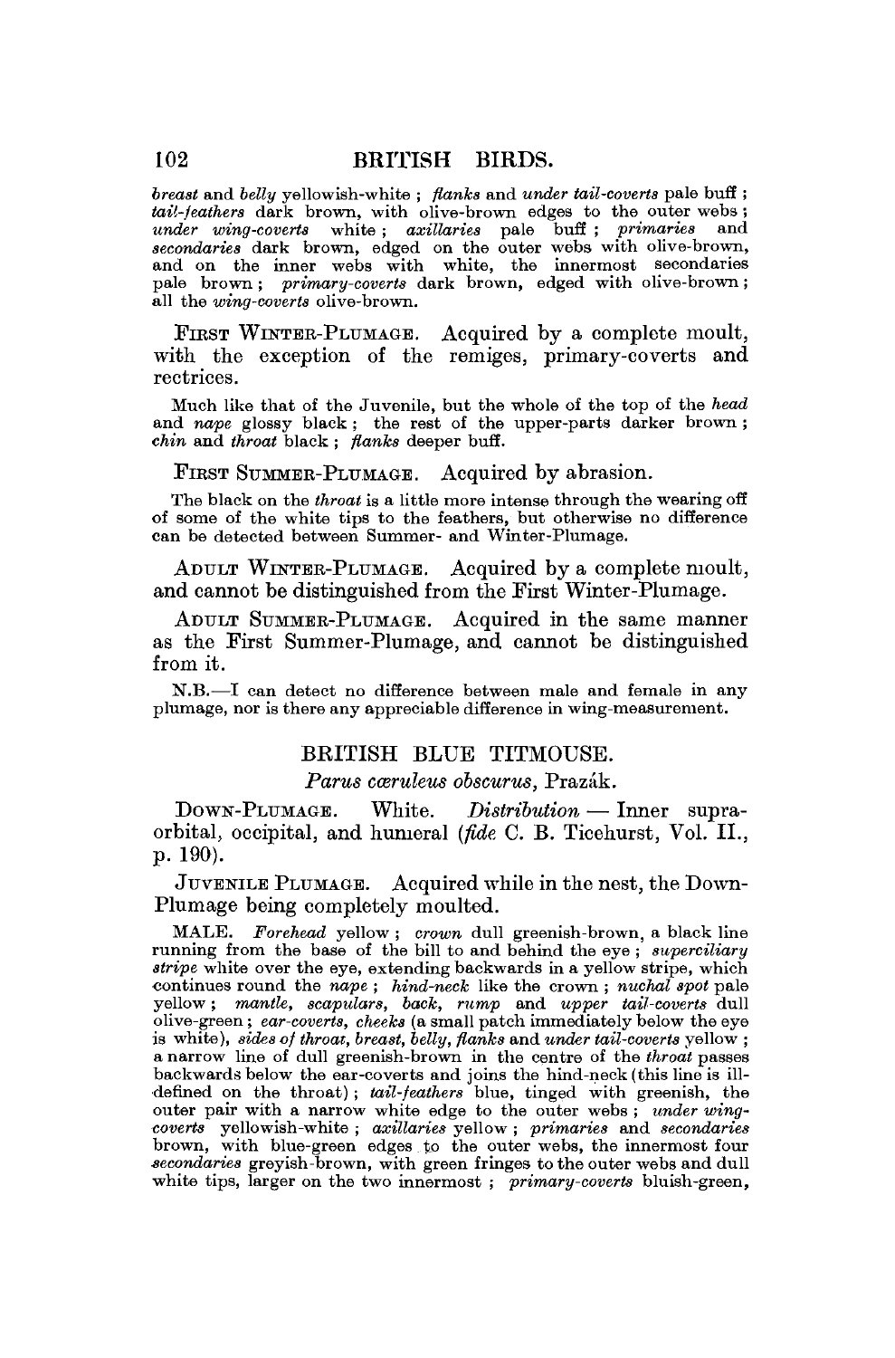*breast* and *belly* yellowish-white ; *flanks* and *under tail-coverts* pale buff ; *tail-feathers* dark brown, with olive-brown edges to the outer webs ; *under wing-coverts* white ; *axillaries* pale buff ; *primaries* and *secondaries* dark brown, edged on the outer webs with olive-brown, and on the inner webs with white, the innermost secondaries pale brown ; *primary-coverts* dark brown, edged with olive-brown ; all the *wing-coverts* olive-brown.

First Winter-Plumage. Acquired by a complete moult, with the exception of the remiges, primary-coverts and rectrices.

Much like that of the Juvenile, but the whole of the top of the *head* and *nape* glossy black ; the rest of the upper-parts darker brown ; *chin* and *throat* black ; *flanks* deeper buff.

First Summer-Plumage. Acquired by abrasion.

The black on the *throat* is a little more intense through the wearing off of some of the white tips to the feathers, but otherwise no difference can be detected between Summer- and Winter-Plumage.

Adult Winter-Plumage. Acquired by a complete moult, and cannot be distinguished from the First Winter-Plumage.

Adult Summer-Plumage. Acquired in the same manner as the First Summer-Plumage, and cannot be distinguished from it.

N.B.—I can detect no difference between male and female in any plumage, nor is there any appreciable difference in wing-measurement.

## BRITISH BLUE TITMOUSE.

*Parus cæruleus obscurus*, Prazák.

Down-Plumage. White. *Distribution* — Inner supra-orbital, occipital, and humeral (*fide* C. B. Ticehurst, Vol. II., p. 190).

Juvenile Plumage. Acquired while in the nest, the Down-Plumage being completely moulted.

MALE. *Forehead* yellow ; *crown* dull greenish-brown, a black line running from the base of the bill to and behind the eye ; *superciliary stripe* white over the eye, extending backwards in a yellow stripe, which continues round the *nape* ; *hind-neck* like the crown ; *nuchal spot* pale yellow ; *mantle, scapulars, back, rump* and *upper tail-coverts* dull olive-green ; *ear-coverts, cheeks* (a small patch immediately below the eye is white), *sides of throat, breast, belly, flanks* and *under tail-coverts* yellow ; a narrow line of dull greenish-brown in the centre of the *throat* passes backwards below the ear-coverts and joins the hind-neck (this line is ill-defined on the throat) ; *tail-feathers* blue, tinged with greenish, the outer pair with a narrow white edge to the outer webs ; *under wing-coverts* yellowish-white ; *axillaries* yellow ; *primaries* and *secondaries* brown, with blue-green edges to the outer webs, the innermost four *secondaries* greyish-brown, with green fringes to the outer webs and dull white tips, larger on the two innermost ; *primary-coverts* bluish-green,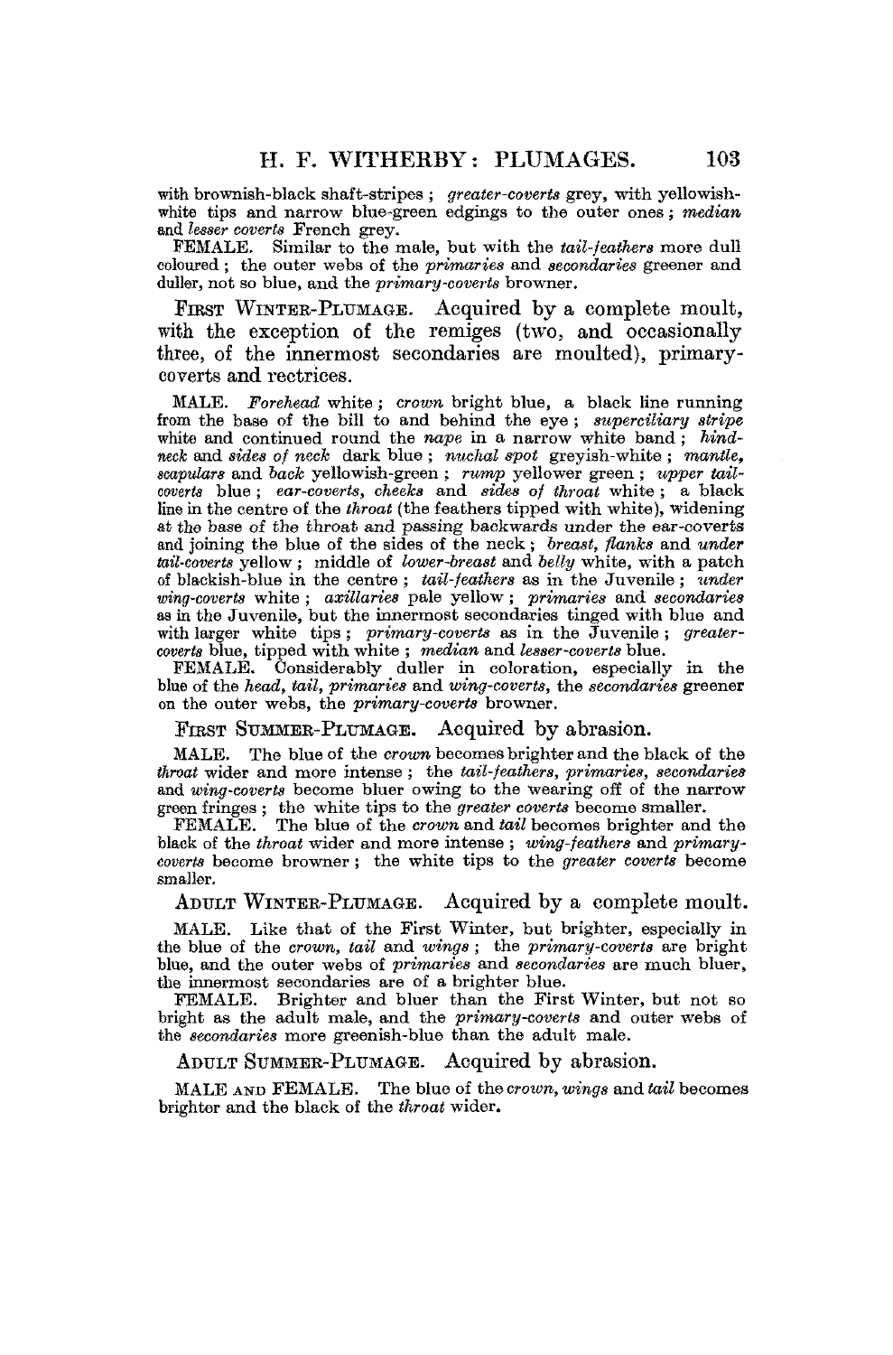with brownish-black shaft-stripes ; *greater-coverts* grey, with yellowish-white tips and narrow blue-green edgings to the outer ones ; *median* and *lesser coverts* French grey.

FEMALE. Similar to the male, but with the *tail-feathers* more dull coloured ; the outer webs of the *primaries* and *secondaries* greener and duller, not so blue, and the *primary-coverts* browner.

FIRST WINTER-PLUMAGE. Acquired by a complete moult, with the exception of the remiges (two, and occasionally three, of the innermost secondaries are moulted), primary-coverts and rectrices.

MALE. *Forehead* white ; *crown* bright blue, a black line running from the base of the bill to and behind the eye ; *superciliary stripe* white and continued round the *nape* in a narrow white band ; *hind-neck* and *sides of neck* dark blue ; *nuchal spot* greyish-white ; *mantle, scapulars* and *back* yellowish-green ; *rump* yellower green ; *upper tail-coverts* blue ; *ear-coverts, cheeks* and *sides of throat* white ; a black line in the centre of the *throat* (the feathers tipped with white), widening at the base of the throat and passing backwards under the ear-coverts and joining the blue of the sides of the neck ; *breast, flanks* and *under tail-coverts* yellow ; middle of *lower-breast* and *belly* white, with a patch of blackish-blue in the centre ; *tail-feathers* as in the Juvenile ; *under wing-coverts* white ; *axillaries* pale yellow ; *primaries* and *secondaries* as in the Juvenile, but the innermost secondaries tinged with blue and with larger white tips ; *primary-coverts* as in the Juvenile ; *greater-coverts* blue, tipped with white ; *median* and *lesser-coverts* blue.

FEMALE. Considerably duller in coloration, especially in the blue of the *head, tail, primaries* and *wing-coverts*, the *secondaries* greener on the outer webs, the *primary-coverts* browner.

FIRST SUMMER-PLUMAGE. Acquired by abrasion.

MALE. The blue of the *crown* becomes brighter and the black of the *throat* wider and more intense ; the *tail-feathers, primaries, secondaries* and *wing-coverts* become bluer owing to the wearing off of the narrow green fringes ; the white tips to the *greater coverts* become smaller.

FEMALE. The blue of the *crown* and *tail* becomes brighter and the black of the *throat* wider and more intense ; *wing-feathers* and *primary-coverts* become browner ; the white tips to the *greater coverts* become smaller.

ADULT WINTER-PLUMAGE. Acquired by a complete moult.

MALE. Like that of the First Winter, but brighter, especially in the blue of the *crown, tail* and *wings* ; the *primary-coverts* are bright blue, and the outer webs of *primaries* and *secondaries* are much bluer, the innermost secondaries are of a brighter blue.

FEMALE. Brighter and bluer than the First Winter, but not so bright as the adult male, and the *primary-coverts* and outer webs of the *secondaries* more greenish-blue than the adult male.

ADULT SUMMER-PLUMAGE. Acquired by abrasion.

MALE AND FEMALE. The blue of the *crown, wings* and *tail* becomes brighter and the black of the *throat* wider.